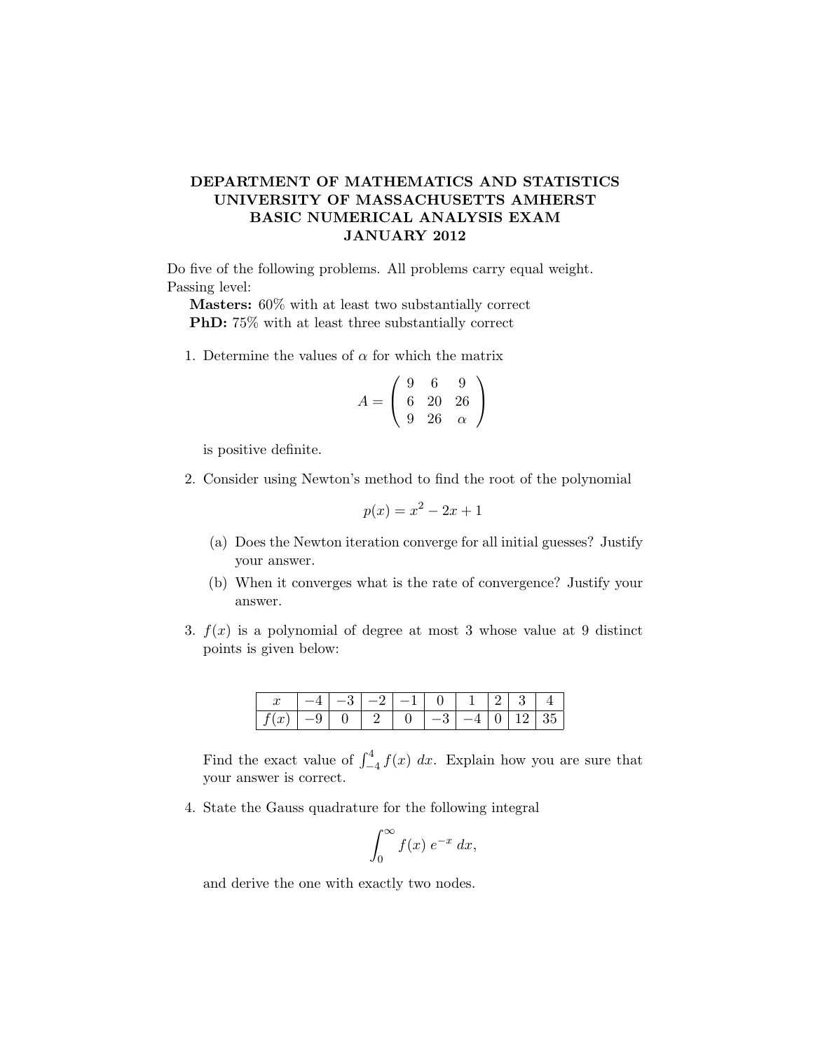# DEPARTMENT OF MATHEMATICS AND STATISTICS
# UNIVERSITY OF MASSACHUSETTS AMHERST
# BASIC NUMERICAL ANALYSIS EXAM
# JANUARY 2012

Do five of the following problems. All problems carry equal weight.
Passing level:

**Masters:** 60% with at least two substantially correct
**PhD:** 75% with at least three substantially correct

1. Determine the values of $\alpha$ for which the matrix

$$A = \begin{pmatrix} 9 & 6 & 9 \\ 6 & 20 & 26 \\ 9 & 26 & \alpha \end{pmatrix}$$

is positive definite.

2. Consider using Newton's method to find the root of the polynomial

$$p(x) = x^2 - 2x + 1$$

   (a) Does the Newton iteration converge for all initial guesses? Justify your answer.

   (b) When it converges what is the rate of convergence? Justify your answer.

3. $f(x)$ is a polynomial of degree at most 3 whose value at 9 distinct points is given below:

| $x$ | $-4$ | $-3$ | $-2$ | $-1$ | $0$ | $1$ | $2$ | $3$ | $4$ |
|---|---|---|---|---|---|---|---|---|---|
| $f(x)$ | $-9$ | $0$ | $2$ | $0$ | $-3$ | $-4$ | $0$ | $12$ | $35$ |

Find the exact value of $\int_{-4}^{4} f(x)\, dx$. Explain how you are sure that your answer is correct.

4. State the Gauss quadrature for the following integral

$$\int_0^\infty f(x)\, e^{-x}\, dx,$$

and derive the one with exactly two nodes.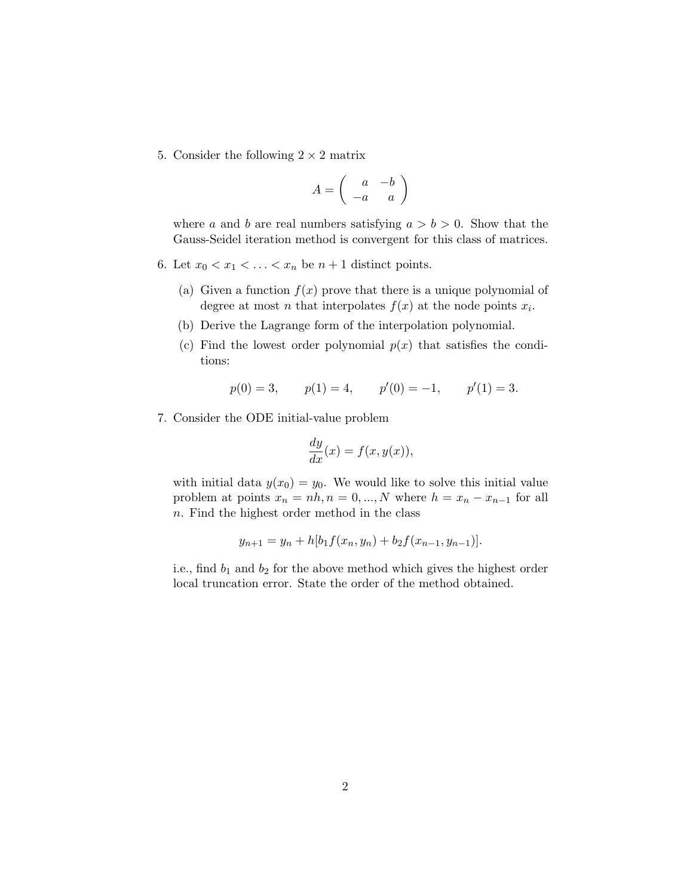5. Consider the following $2 \times 2$ matrix

$$A = \begin{pmatrix} a & -b \\ -a & a \end{pmatrix}$$

where $a$ and $b$ are real numbers satisfying $a > b > 0$. Show that the Gauss-Seidel iteration method is convergent for this class of matrices.

6. Let $x_0 < x_1 < \ldots < x_n$ be $n+1$ distinct points.

   (a) Given a function $f(x)$ prove that there is a unique polynomial of degree at most $n$ that interpolates $f(x)$ at the node points $x_i$.

   (b) Derive the Lagrange form of the interpolation polynomial.

   (c) Find the lowest order polynomial $p(x)$ that satisfies the conditions:

$$p(0) = 3, \qquad p(1) = 4, \qquad p'(0) = -1, \qquad p'(1) = 3.$$

7. Consider the ODE initial-value problem

$$\frac{dy}{dx}(x) = f(x, y(x)),$$

with initial data $y(x_0) = y_0$. We would like to solve this initial value problem at points $x_n = nh, n = 0, ..., N$ where $h = x_n - x_{n-1}$ for all $n$. Find the highest order method in the class

$$y_{n+1} = y_n + h[b_1 f(x_n, y_n) + b_2 f(x_{n-1}, y_{n-1})].$$

i.e., find $b_1$ and $b_2$ for the above method which gives the highest order local truncation error. State the order of the method obtained.